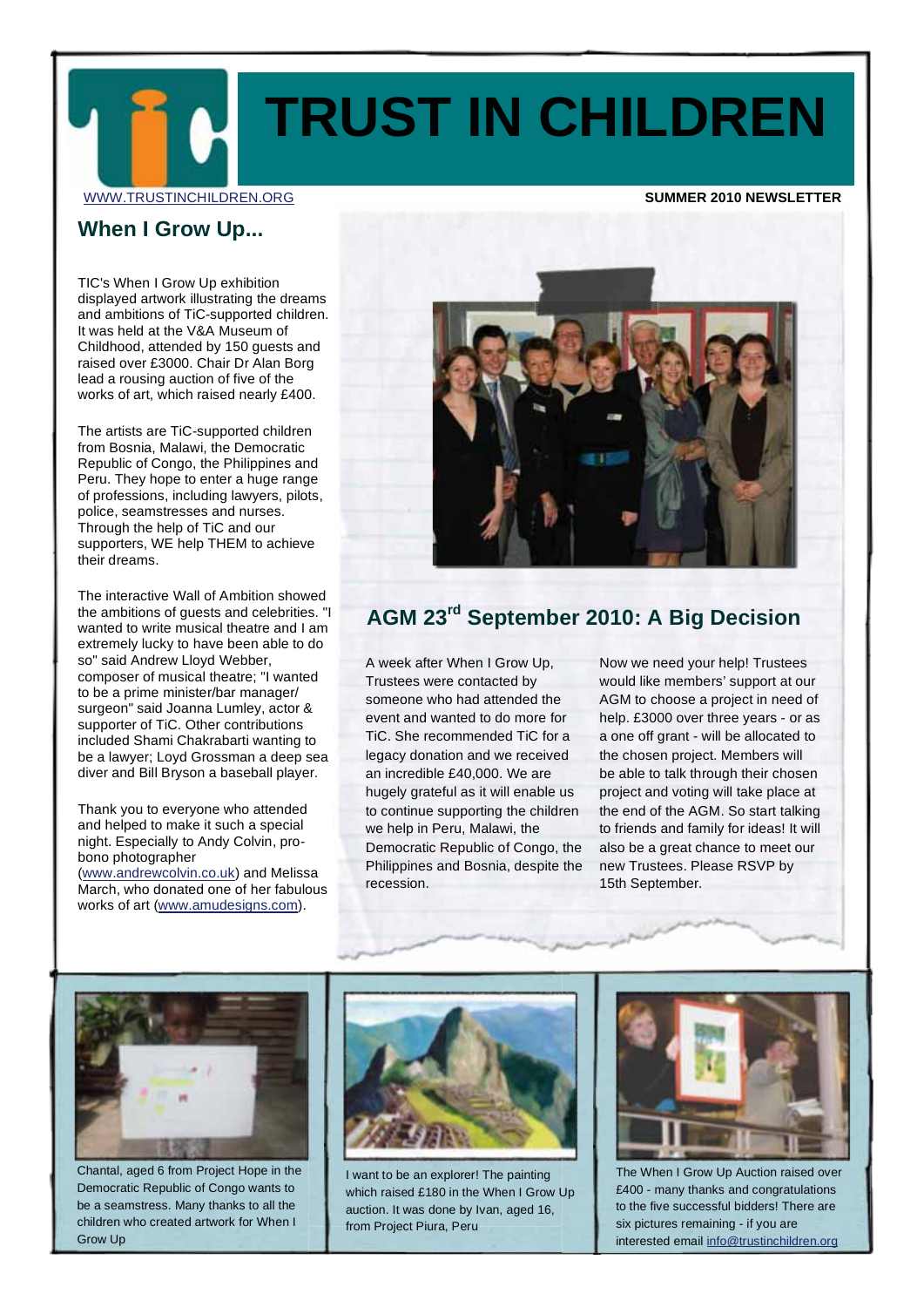# TRUST IN CHILDREN

WWW.TRUSTINCHILDREN.ORG

**SUMMER 2010 NEWSLETTER**

## When I Grow Up...

TIC's When I Grow Up exhibition displayed artwork illustrating the dreams and ambitions of TiC-supported children. It was held at the V&A Museum of Childhood, attended by 150 guests and raised over £3000. Chair Dr Alan Borg lead a rousing auction of five of the works of art, which raised nearly £400.

The artists are TiC-supported children from Bosnia, Malawi, the Democratic Republic of Congo, the Philippines and Peru. They hope to enter a huge range of professions, including lawyers, pilots, police, seamstresses and nurses. Through the help of TiC and our supporters, WE help THEM to achieve their dreams.

The interactive Wall of Ambition showed the ambitions of guests and celebrities. "I wanted to write musical theatre and I am extremely lucky to have been able to do so" said Andrew Lloyd Webber, composer of musical theatre; "I wanted to be a prime minister/bar manager/ surgeon" said Joanna Lumley, actor & supporter of TiC. Other contributions included Shami Chakrabarti wanting to be a lawyer; Loyd Grossman a deep sea diver and Bill Bryson a baseball player.

Thank you to everyone who attended and helped to make it such a special night. Especially to Andy Colvin, pro-bono photographer (www.andrewcolvin.co.uk) and Melissa March, who donated one of her fabulous works of art (www.amudesigns.com).

## AGM 23rd September 2010: A Big Decision

A week after When I Grow Up, Trustees were contacted by someone who had attended the event and wanted to do more for TiC. She recommended TiC for a legacy donation and we received an incredible £40,000. We are hugely grateful as it will enable us to continue supporting the children we help in Peru, Malawi, the Democratic Republic of Congo, the Philippines and Bosnia, despite the recession.

Now we need your help! Trustees would like members' support at our AGM to choose a project in need of help. £3000 over three years - or as a one off grant - will be allocated to the chosen project. Members will be able to talk through their chosen project and voting will take place at the end of the AGM. So start talking to friends and family for ideas! It will also be a great chance to meet our new Trustees. Please RSVP by 15th September.

Chantal, aged 6 from Project Hope in the Democratic Republic of Congo wants to be a seamstress. Many thanks to all the children who created artwork for When I Grow Up

I want to be an explorer! The painting which raised £180 in the When I Grow Up auction. It was done by Ivan, aged 16, from Project Piura, Peru

The When I Grow Up Auction raised over £400 - many thanks and congratulations to the five successful bidders! There are six pictures remaining - if you are interested email info@trustinchildren.org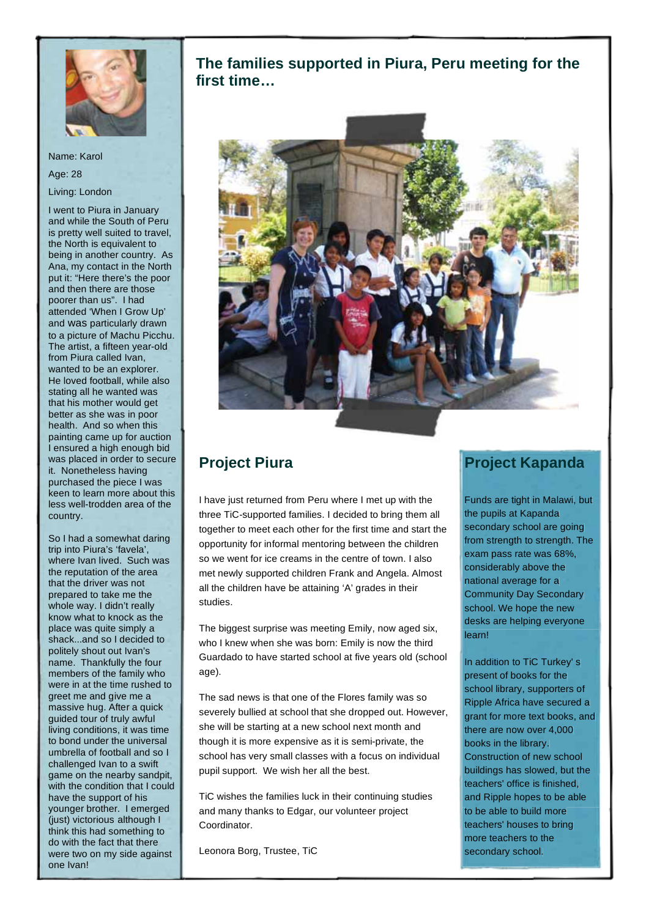Name: Karol

Age: 28

Living: London

I went to Piura in January and while the South of Peru is pretty well suited to travel, the North is equivalent to being in another country. As Ana, my contact in the North put it: "Here there's the poor and then there are those poorer than us". I had attended 'When I Grow Up' and was particularly drawn to a picture of Machu Picchu. The artist, a fifteen year-old from Piura called Ivan, wanted to be an explorer. He loved football, while also stating all he wanted was that his mother would get better as she was in poor health. And so when this painting came up for auction I ensured a high enough bid was placed in order to secure it. Nonetheless having purchased the piece I was keen to learn more about this less well-trodden area of the country.

So I had a somewhat daring trip into Piura's 'favela', where Ivan lived. Such was the reputation of the area that the driver was not prepared to take me the whole way. I didn't really know what to knock as the place was quite simply a shack...and so I decided to politely shout out Ivan's name. Thankfully the four members of the family who were in at the time rushed to greet me and give me a massive hug. After a quick guided tour of truly awful living conditions, it was time to bond under the universal umbrella of football and so I challenged Ivan to a swift game on the nearby sandpit, with the condition that I could have the support of his younger brother. I emerged (just) victorious although I think this had something to do with the fact that there were two on my side against one Ivan!

## The families supported in Piura, Peru meeting for the first time…

## Project Piura

I have just returned from Peru where I met up with the three TiC-supported families. I decided to bring them all together to meet each other for the first time and start the opportunity for informal mentoring between the children so we went for ice creams in the centre of town. I also met newly supported children Frank and Angela. Almost all the children have be attaining 'A' grades in their studies.

The biggest surprise was meeting Emily, now aged six, who I knew when she was born: Emily is now the third Guardado to have started school at five years old (school age).

The sad news is that one of the Flores family was so severely bullied at school that she dropped out. However, she will be starting at a new school next month and though it is more expensive as it is semi-private, the school has very small classes with a focus on individual pupil support. We wish her all the best.

TiC wishes the families luck in their continuing studies and many thanks to Edgar, our volunteer project Coordinator.

Leonora Borg, Trustee, TiC

## Project Kapanda

Funds are tight in Malawi, but the pupils at Kapanda secondary school are going from strength to strength. The exam pass rate was 68%, considerably above the national average for a Community Day Secondary school. We hope the new desks are helping everyone learn!

In addition to TiC Turkey' s present of books for the school library, supporters of Ripple Africa have secured a grant for more text books, and there are now over 4,000 books in the library. Construction of new school buildings has slowed, but the teachers' office is finished, and Ripple hopes to be able to be able to build more teachers' houses to bring more teachers to the secondary school.